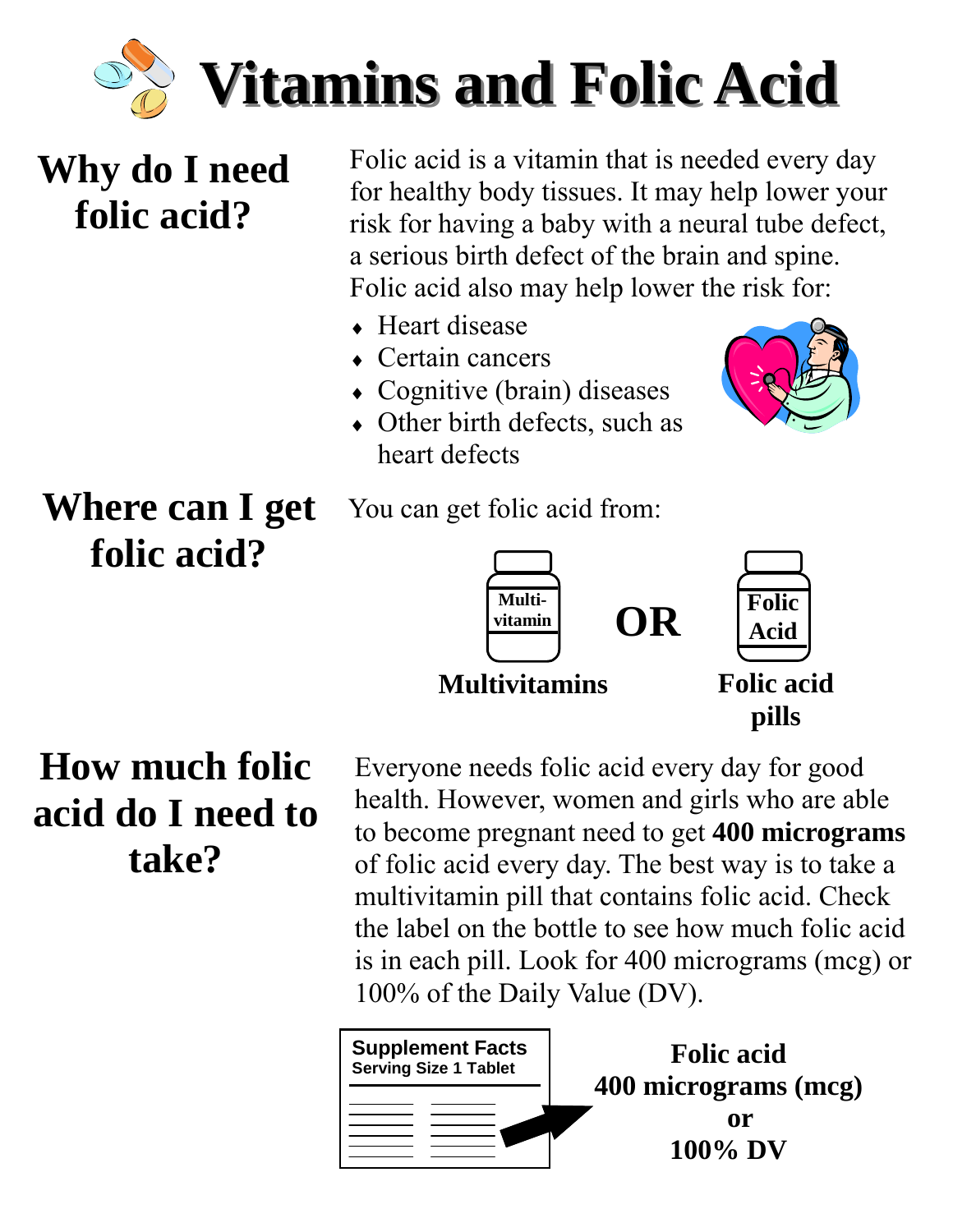# Vitamins and Folic Acid

## Why do I need folic acid?

Folic acid is a vitamin that is needed every day for healthy body tissues. It may help lower your risk for having a baby with a neural tube defect, a serious birth defect of the brain and spine. Folic acid also may help lower the risk for:

- Heart disease
- Certain cancers
- Cognitive (brain) diseases
- Other birth defects, such as heart defects

## Where can I get folic acid?

You can get folic acid from:

Multi-vitamin **OR** Folic Acid

**Multivitamins** | **Folic acid pills**

## How much folic acid do I need to take?

Everyone needs folic acid every day for good health. However, women and girls who are able to become pregnant need to get **400 micrograms** of folic acid every day. The best way is to take a multivitamin pill that contains folic acid. Check the label on the bottle to see how much folic acid is in each pill. Look for 400 micrograms (mcg) or 100% of the Daily Value (DV).

**Supplement Facts**
**Serving Size 1 Tablet**

**Folic acid**
**400 micrograms (mcg)**
**or**
**100% DV**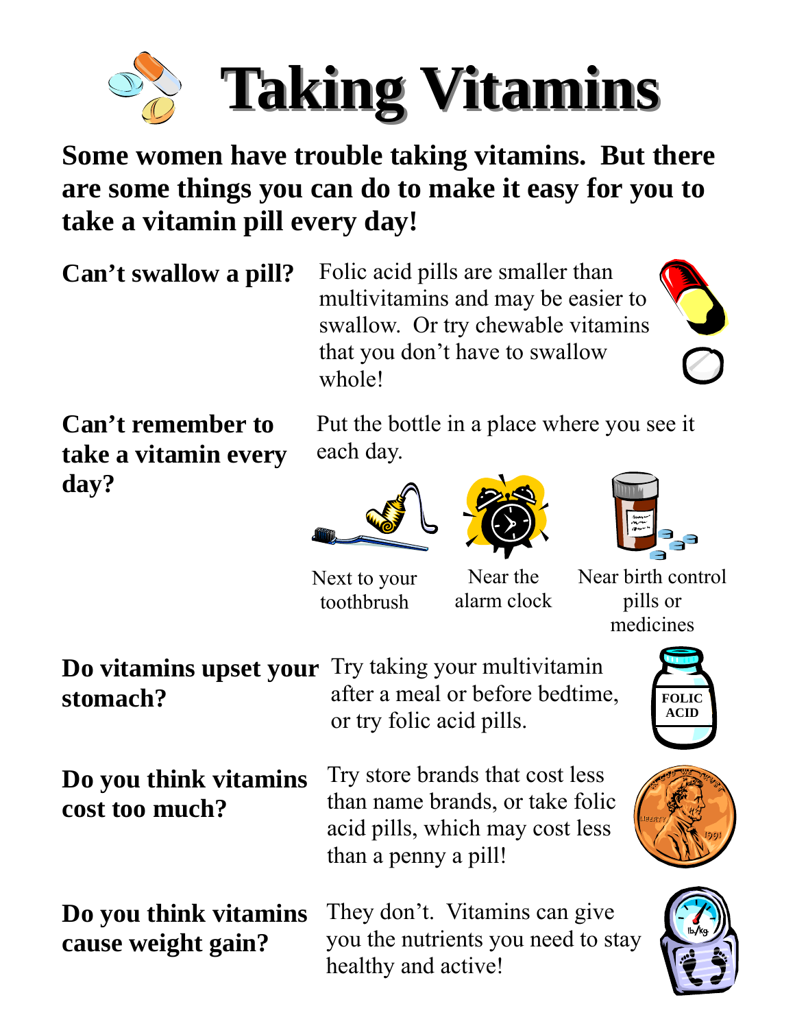# Taking Vitamins

**Some women have trouble taking vitamins. But there are some things you can do to make it easy for you to take a vitamin pill every day!**

**Can't swallow a pill?**

Folic acid pills are smaller than multivitamins and may be easier to swallow. Or try chewable vitamins that you don't have to swallow whole!

**Can't remember to take a vitamin every day?**

Put the bottle in a place where you see it each day.

- Next to your toothbrush
- Near the alarm clock
- Near birth control pills or medicines

**Do vitamins upset your stomach?**

Try taking your multivitamin after a meal or before bedtime, or try folic acid pills.

**Do you think vitamins cost too much?**

Try store brands that cost less than name brands, or take folic acid pills, which may cost less than a penny a pill!

**Do you think vitamins cause weight gain?**

They don't. Vitamins can give you the nutrients you need to stay healthy and active!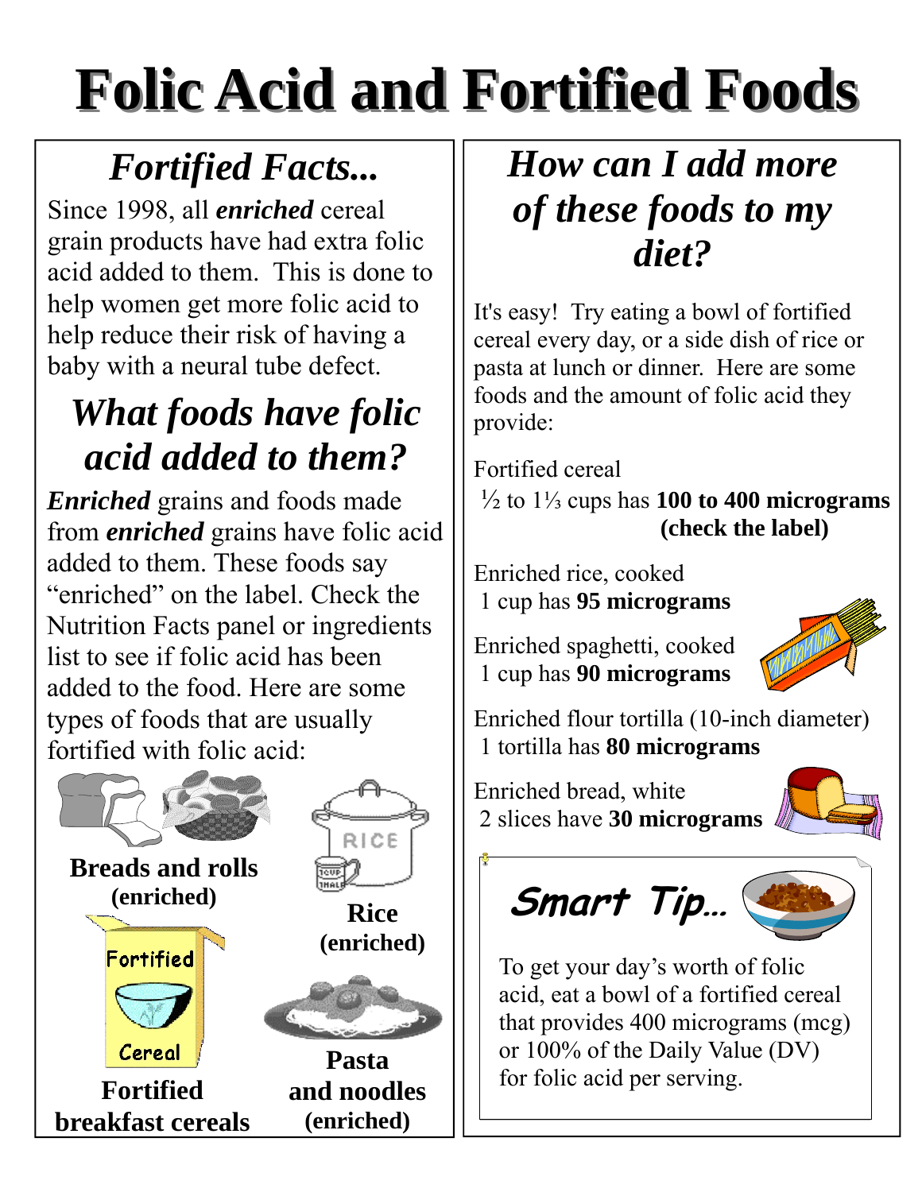# Folic Acid and Fortified Foods

## *Fortified Facts...*

Since 1998, all ***enriched*** cereal grain products have had extra folic acid added to them. This is done to help women get more folic acid to help reduce their risk of having a baby with a neural tube defect.

## *What foods have folic acid added to them?*

***Enriched*** grains and foods made from ***enriched*** grains have folic acid added to them. These foods say "enriched" on the label. Check the Nutrition Facts panel or ingredients list to see if folic acid has been added to the food. Here are some types of foods that are usually fortified with folic acid:

**Breads and rolls (enriched)**

**Rice (enriched)**

**Fortified breakfast cereals**

**Pasta and noodles (enriched)**

## *How can I add more of these foods to my diet?*

It's easy! Try eating a bowl of fortified cereal every day, or a side dish of rice or pasta at lunch or dinner. Here are some foods and the amount of folic acid they provide:

Fortified cereal
½ to 1⅓ cups has **100 to 400 micrograms (check the label)**

Enriched rice, cooked
1 cup has **95 micrograms**

Enriched spaghetti, cooked
1 cup has **90 micrograms**

Enriched flour tortilla (10-inch diameter)
1 tortilla has **80 micrograms**

Enriched bread, white
2 slices have **30 micrograms**

### *Smart Tip...*

To get your day's worth of folic acid, eat a bowl of a fortified cereal that provides 400 micrograms (mcg) or 100% of the Daily Value (DV) for folic acid per serving.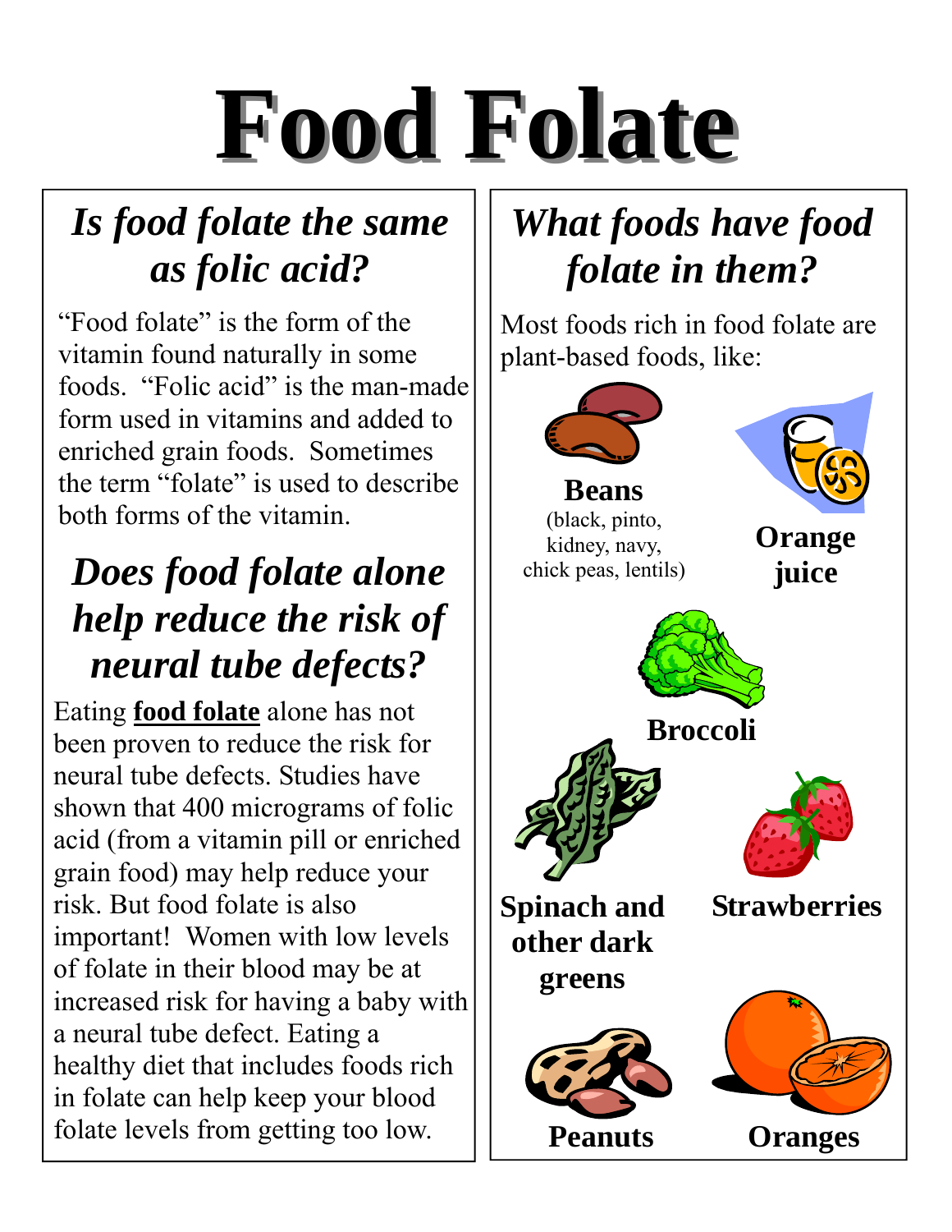# Food Folate

## *Is food folate the same as folic acid?*

"Food folate" is the form of the vitamin found naturally in some foods. "Folic acid" is the man-made form used in vitamins and added to enriched grain foods. Sometimes the term "folate" is used to describe both forms of the vitamin.

## *Does food folate alone help reduce the risk of neural tube defects?*

Eating **food folate** alone has not been proven to reduce the risk for neural tube defects. Studies have shown that 400 micrograms of folic acid (from a vitamin pill or enriched grain food) may help reduce your risk. But food folate is also important! Women with low levels of folate in their blood may be at increased risk for having a baby with a neural tube defect. Eating a healthy diet that includes foods rich in folate can help keep your blood folate levels from getting too low.

## *What foods have food folate in them?*

Most foods rich in food folate are plant-based foods, like:

- **Beans** (black, pinto, kidney, navy, chick peas, lentils)
- **Orange juice**
- **Broccoli**
- **Spinach and other dark greens**
- **Strawberries**
- **Peanuts**
- **Oranges**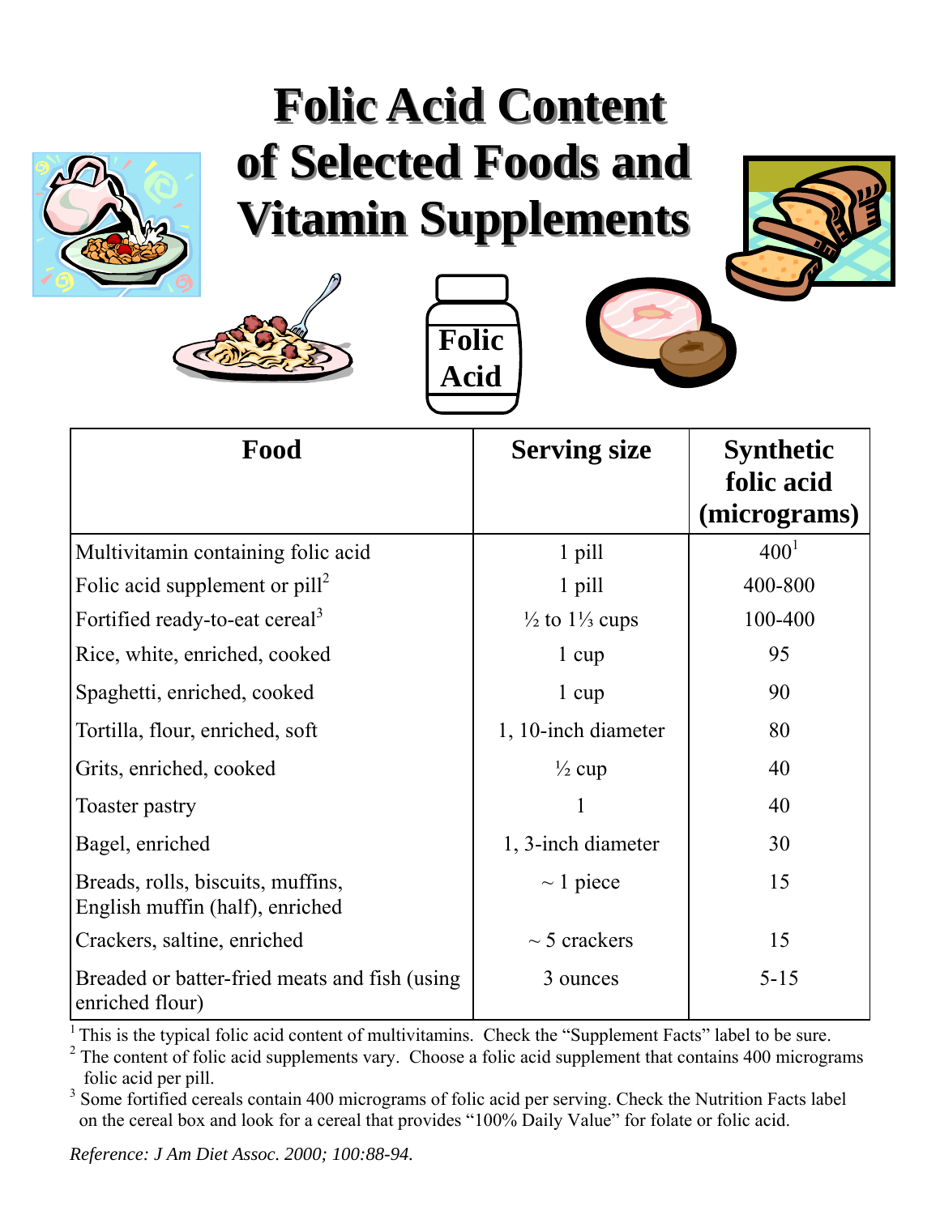# Folic Acid Content of Selected Foods and Vitamin Supplements

| Food | Serving size | Synthetic folic acid (micrograms) |
|---|---|---|
| Multivitamin containing folic acid | 1 pill | 400[1] |
| Folic acid supplement or pill[2] | 1 pill | 400-800 |
| Fortified ready-to-eat cereal[3] | ½ to 1⅓ cups | 100-400 |
| Rice, white, enriched, cooked | 1 cup | 95 |
| Spaghetti, enriched, cooked | 1 cup | 90 |
| Tortilla, flour, enriched, soft | 1, 10-inch diameter | 80 |
| Grits, enriched, cooked | ½ cup | 40 |
| Toaster pastry | 1 | 40 |
| Bagel, enriched | 1, 3-inch diameter | 30 |
| Breads, rolls, biscuits, muffins, English muffin (half), enriched | ~ 1 piece | 15 |
| Crackers, saltine, enriched | ~ 5 crackers | 15 |
| Breaded or batter-fried meats and fish (using enriched flour) | 3 ounces | 5-15 |

[1] This is the typical folic acid content of multivitamins. Check the "Supplement Facts" label to be sure.

[2] The content of folic acid supplements vary. Choose a folic acid supplement that contains 400 micrograms folic acid per pill.

[3] Some fortified cereals contain 400 micrograms of folic acid per serving. Check the Nutrition Facts label on the cereal box and look for a cereal that provides "100% Daily Value" for folate or folic acid.

*Reference: J Am Diet Assoc. 2000; 100:88-94.*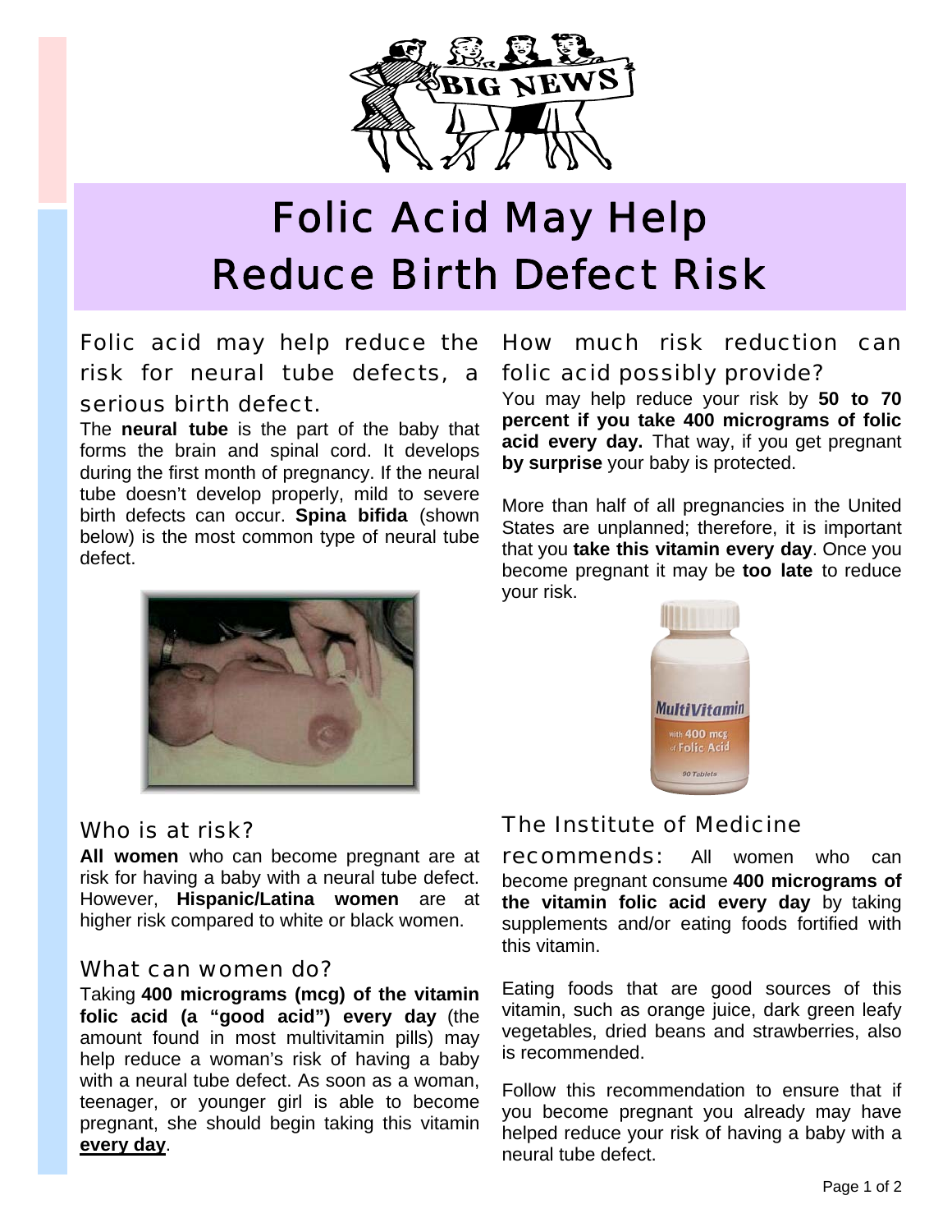# Folic Acid May Help Reduce Birth Defect Risk

## Folic acid may help reduce the risk for neural tube defects, a serious birth defect.

The **neural tube** is the part of the baby that forms the brain and spinal cord. It develops during the first month of pregnancy. If the neural tube doesn't develop properly, mild to severe birth defects can occur. **Spina bifida** (shown below) is the most common type of neural tube defect.

## Who is at risk?

**All women** who can become pregnant are at risk for having a baby with a neural tube defect. However, **Hispanic/Latina women** are at higher risk compared to white or black women.

## What can women do?

Taking **400 micrograms (mcg) of the vitamin folic acid (a "good acid") every day** (the amount found in most multivitamin pills) may help reduce a woman's risk of having a baby with a neural tube defect. As soon as a woman, teenager, or younger girl is able to become pregnant, she should begin taking this vitamin **every day**.

## How much risk reduction can folic acid possibly provide?

You may help reduce your risk by **50 to 70 percent if you take 400 micrograms of folic acid every day.** That way, if you get pregnant **by surprise** your baby is protected.

More than half of all pregnancies in the United States are unplanned; therefore, it is important that you **take this vitamin every day**. Once you become pregnant it may be **too late** to reduce your risk.

## The Institute of Medicine recommends:

All women who can become pregnant consume **400 micrograms of the vitamin folic acid every day** by taking supplements and/or eating foods fortified with this vitamin.

Eating foods that are good sources of this vitamin, such as orange juice, dark green leafy vegetables, dried beans and strawberries, also is recommended.

Follow this recommendation to ensure that if you become pregnant you already may have helped reduce your risk of having a baby with a neural tube defect.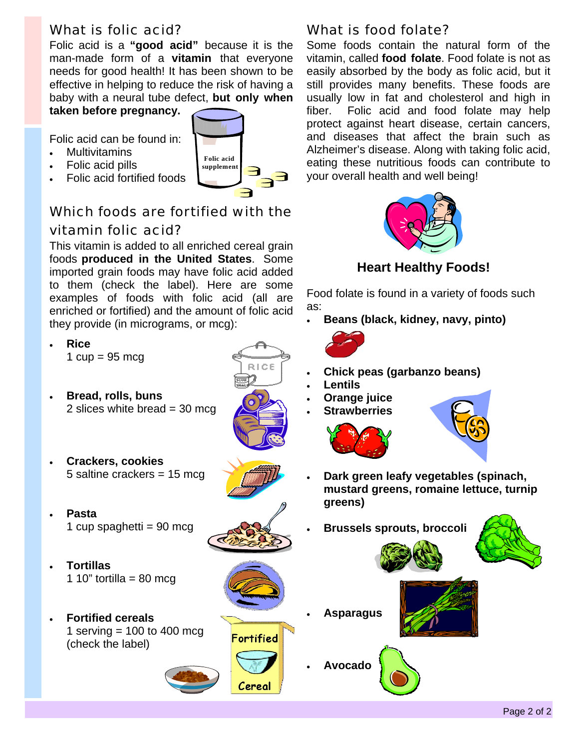## What is folic acid?

Folic acid is a **"good acid"** because it is the man-made form of a **vitamin** that everyone needs for good health! It has been shown to be effective in helping to reduce the risk of having a baby with a neural tube defect, **but only when taken before pregnancy.**

Folic acid can be found in:

- Multivitamins
- Folic acid pills
- Folic acid fortified foods

## Which foods are fortified with the vitamin folic acid?

This vitamin is added to all enriched cereal grain foods **produced in the United States**. Some imported grain foods may have folic acid added to them (check the label). Here are some examples of foods with folic acid (all are enriched or fortified) and the amount of folic acid they provide (in micrograms, or mcg):

- **Rice**
  1 cup = 95 mcg
- **Bread, rolls, buns**
  2 slices white bread = 30 mcg
- **Crackers, cookies**
  5 saltine crackers = 15 mcg
- **Pasta**
  1 cup spaghetti = 90 mcg
- **Tortillas**
  1 10" tortilla = 80 mcg
- **Fortified cereals**
  1 serving = 100 to 400 mcg
  (check the label)

## What is food folate?

Some foods contain the natural form of the vitamin, called **food folate**. Food folate is not as easily absorbed by the body as folic acid, but it still provides many benefits. These foods are usually low in fat and cholesterol and high in fiber. Folic acid and food folate may help protect against heart disease, certain cancers, and diseases that affect the brain such as Alzheimer's disease. Along with taking folic acid, eating these nutritious foods can contribute to your overall health and well being!

**Heart Healthy Foods!**

Food folate is found in a variety of foods such as:

- **Beans (black, kidney, navy, pinto)**
- **Chick peas (garbanzo beans)**
- **Lentils**
- **Orange juice**
- **Strawberries**
- **Dark green leafy vegetables (spinach, mustard greens, romaine lettuce, turnip greens)**
- **Brussels sprouts, broccoli**
- **Asparagus**
- **Avocado**